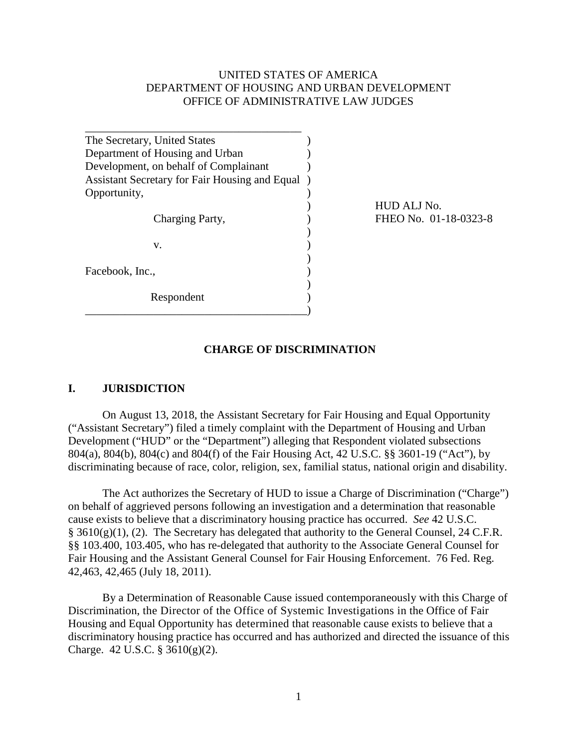UNITED STATES OF AMERICA
DEPARTMENT OF HOUSING AND URBAN DEVELOPMENT
OFFICE OF ADMINISTRATIVE LAW JUDGES

| | |
|---|---|
| The Secretary, United States Department of Housing and Urban Development, on behalf of Complainant Assistant Secretary for Fair Housing and Equal Opportunity, | |
| Charging Party, | HUD ALJ No. FHEO No. 01-18-0323-8 |
| v. | |
| Facebook, Inc., | |
| Respondent | |

## CHARGE OF DISCRIMINATION

## I. JURISDICTION

On August 13, 2018, the Assistant Secretary for Fair Housing and Equal Opportunity ("Assistant Secretary") filed a timely complaint with the Department of Housing and Urban Development ("HUD" or the "Department") alleging that Respondent violated subsections 804(a), 804(b), 804(c) and 804(f) of the Fair Housing Act, 42 U.S.C. §§ 3601-19 ("Act"), by discriminating because of race, color, religion, sex, familial status, national origin and disability.

The Act authorizes the Secretary of HUD to issue a Charge of Discrimination ("Charge") on behalf of aggrieved persons following an investigation and a determination that reasonable cause exists to believe that a discriminatory housing practice has occurred. *See* 42 U.S.C. § 3610(g)(1), (2). The Secretary has delegated that authority to the General Counsel, 24 C.F.R. §§ 103.400, 103.405, who has re-delegated that authority to the Associate General Counsel for Fair Housing and the Assistant General Counsel for Fair Housing Enforcement. 76 Fed. Reg. 42,463, 42,465 (July 18, 2011).

By a Determination of Reasonable Cause issued contemporaneously with this Charge of Discrimination, the Director of the Office of Systemic Investigations in the Office of Fair Housing and Equal Opportunity has determined that reasonable cause exists to believe that a discriminatory housing practice has occurred and has authorized and directed the issuance of this Charge. 42 U.S.C. § 3610(g)(2).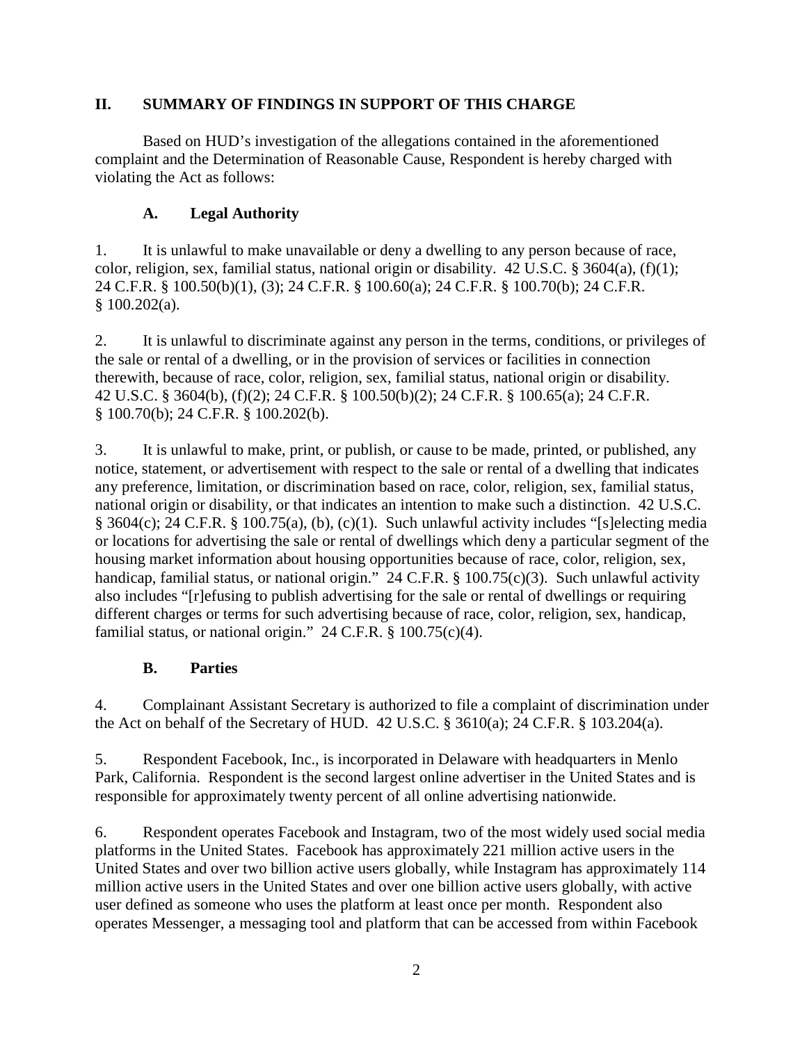## II. SUMMARY OF FINDINGS IN SUPPORT OF THIS CHARGE

Based on HUD's investigation of the allegations contained in the aforementioned complaint and the Determination of Reasonable Cause, Respondent is hereby charged with violating the Act as follows:

### A. Legal Authority

1. It is unlawful to make unavailable or deny a dwelling to any person because of race, color, religion, sex, familial status, national origin or disability. 42 U.S.C. § 3604(a), (f)(1); 24 C.F.R. § 100.50(b)(1), (3); 24 C.F.R. § 100.60(a); 24 C.F.R. § 100.70(b); 24 C.F.R. § 100.202(a).

2. It is unlawful to discriminate against any person in the terms, conditions, or privileges of the sale or rental of a dwelling, or in the provision of services or facilities in connection therewith, because of race, color, religion, sex, familial status, national origin or disability. 42 U.S.C. § 3604(b), (f)(2); 24 C.F.R. § 100.50(b)(2); 24 C.F.R. § 100.65(a); 24 C.F.R. § 100.70(b); 24 C.F.R. § 100.202(b).

3. It is unlawful to make, print, or publish, or cause to be made, printed, or published, any notice, statement, or advertisement with respect to the sale or rental of a dwelling that indicates any preference, limitation, or discrimination based on race, color, religion, sex, familial status, national origin or disability, or that indicates an intention to make such a distinction. 42 U.S.C. § 3604(c); 24 C.F.R. § 100.75(a), (b), (c)(1). Such unlawful activity includes "[s]electing media or locations for advertising the sale or rental of dwellings which deny a particular segment of the housing market information about housing opportunities because of race, color, religion, sex, handicap, familial status, or national origin." 24 C.F.R. § 100.75(c)(3). Such unlawful activity also includes "[r]efusing to publish advertising for the sale or rental of dwellings or requiring different charges or terms for such advertising because of race, color, religion, sex, handicap, familial status, or national origin." 24 C.F.R. § 100.75(c)(4).

### B. Parties

4. Complainant Assistant Secretary is authorized to file a complaint of discrimination under the Act on behalf of the Secretary of HUD. 42 U.S.C. § 3610(a); 24 C.F.R. § 103.204(a).

5. Respondent Facebook, Inc., is incorporated in Delaware with headquarters in Menlo Park, California. Respondent is the second largest online advertiser in the United States and is responsible for approximately twenty percent of all online advertising nationwide.

6. Respondent operates Facebook and Instagram, two of the most widely used social media platforms in the United States. Facebook has approximately 221 million active users in the United States and over two billion active users globally, while Instagram has approximately 114 million active users in the United States and over one billion active users globally, with active user defined as someone who uses the platform at least once per month. Respondent also operates Messenger, a messaging tool and platform that can be accessed from within Facebook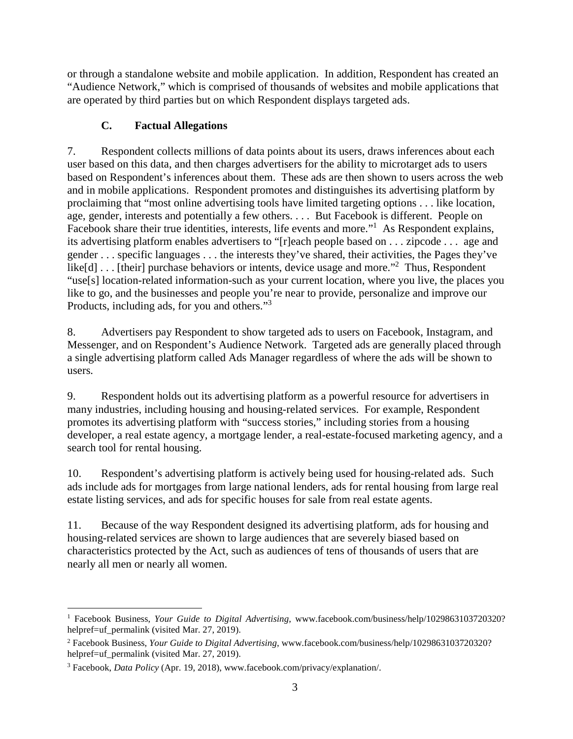or through a standalone website and mobile application. In addition, Respondent has created an "Audience Network," which is comprised of thousands of websites and mobile applications that are operated by third parties but on which Respondent displays targeted ads.

### C. Factual Allegations

7. Respondent collects millions of data points about its users, draws inferences about each user based on this data, and then charges advertisers for the ability to microtarget ads to users based on Respondent's inferences about them. These ads are then shown to users across the web and in mobile applications. Respondent promotes and distinguishes its advertising platform by proclaiming that "most online advertising tools have limited targeting options . . . like location, age, gender, interests and potentially a few others. . . . But Facebook is different. People on Facebook share their true identities, interests, life events and more."[1] As Respondent explains, its advertising platform enables advertisers to "[r]each people based on . . . zipcode . . . age and gender . . . specific languages . . . the interests they've shared, their activities, the Pages they've like[d] . . . [their] purchase behaviors or intents, device usage and more."[2] Thus, Respondent "use[s] location-related information-such as your current location, where you live, the places you like to go, and the businesses and people you're near to provide, personalize and improve our Products, including ads, for you and others."[3]

8. Advertisers pay Respondent to show targeted ads to users on Facebook, Instagram, and Messenger, and on Respondent's Audience Network. Targeted ads are generally placed through a single advertising platform called Ads Manager regardless of where the ads will be shown to users.

9. Respondent holds out its advertising platform as a powerful resource for advertisers in many industries, including housing and housing-related services. For example, Respondent promotes its advertising platform with "success stories," including stories from a housing developer, a real estate agency, a mortgage lender, a real-estate-focused marketing agency, and a search tool for rental housing.

10. Respondent's advertising platform is actively being used for housing-related ads. Such ads include ads for mortgages from large national lenders, ads for rental housing from large real estate listing services, and ads for specific houses for sale from real estate agents.

11. Because of the way Respondent designed its advertising platform, ads for housing and housing-related services are shown to large audiences that are severely biased based on characteristics protected by the Act, such as audiences of tens of thousands of users that are nearly all men or nearly all women.

---

[1] Facebook Business, *Your Guide to Digital Advertising*, www.facebook.com/business/help/1029863103720320?helpref=uf_permalink (visited Mar. 27, 2019).

[2] Facebook Business, *Your Guide to Digital Advertising*, www.facebook.com/business/help/1029863103720320?helpref=uf_permalink (visited Mar. 27, 2019).

[3] Facebook, *Data Policy* (Apr. 19, 2018), www.facebook.com/privacy/explanation/.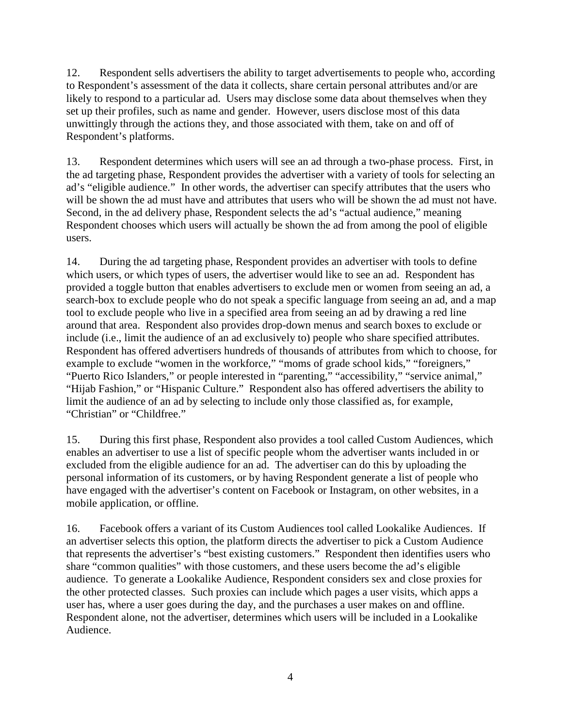12. Respondent sells advertisers the ability to target advertisements to people who, according to Respondent's assessment of the data it collects, share certain personal attributes and/or are likely to respond to a particular ad. Users may disclose some data about themselves when they set up their profiles, such as name and gender. However, users disclose most of this data unwittingly through the actions they, and those associated with them, take on and off of Respondent's platforms.

13. Respondent determines which users will see an ad through a two-phase process. First, in the ad targeting phase, Respondent provides the advertiser with a variety of tools for selecting an ad's "eligible audience." In other words, the advertiser can specify attributes that the users who will be shown the ad must have and attributes that users who will be shown the ad must not have. Second, in the ad delivery phase, Respondent selects the ad's "actual audience," meaning Respondent chooses which users will actually be shown the ad from among the pool of eligible users.

14. During the ad targeting phase, Respondent provides an advertiser with tools to define which users, or which types of users, the advertiser would like to see an ad. Respondent has provided a toggle button that enables advertisers to exclude men or women from seeing an ad, a search-box to exclude people who do not speak a specific language from seeing an ad, and a map tool to exclude people who live in a specified area from seeing an ad by drawing a red line around that area. Respondent also provides drop-down menus and search boxes to exclude or include (i.e., limit the audience of an ad exclusively to) people who share specified attributes. Respondent has offered advertisers hundreds of thousands of attributes from which to choose, for example to exclude "women in the workforce," "moms of grade school kids," "foreigners," "Puerto Rico Islanders," or people interested in "parenting," "accessibility," "service animal," "Hijab Fashion," or "Hispanic Culture." Respondent also has offered advertisers the ability to limit the audience of an ad by selecting to include only those classified as, for example, "Christian" or "Childfree."

15. During this first phase, Respondent also provides a tool called Custom Audiences, which enables an advertiser to use a list of specific people whom the advertiser wants included in or excluded from the eligible audience for an ad. The advertiser can do this by uploading the personal information of its customers, or by having Respondent generate a list of people who have engaged with the advertiser's content on Facebook or Instagram, on other websites, in a mobile application, or offline.

16. Facebook offers a variant of its Custom Audiences tool called Lookalike Audiences. If an advertiser selects this option, the platform directs the advertiser to pick a Custom Audience that represents the advertiser's "best existing customers." Respondent then identifies users who share "common qualities" with those customers, and these users become the ad's eligible audience. To generate a Lookalike Audience, Respondent considers sex and close proxies for the other protected classes. Such proxies can include which pages a user visits, which apps a user has, where a user goes during the day, and the purchases a user makes on and offline. Respondent alone, not the advertiser, determines which users will be included in a Lookalike Audience.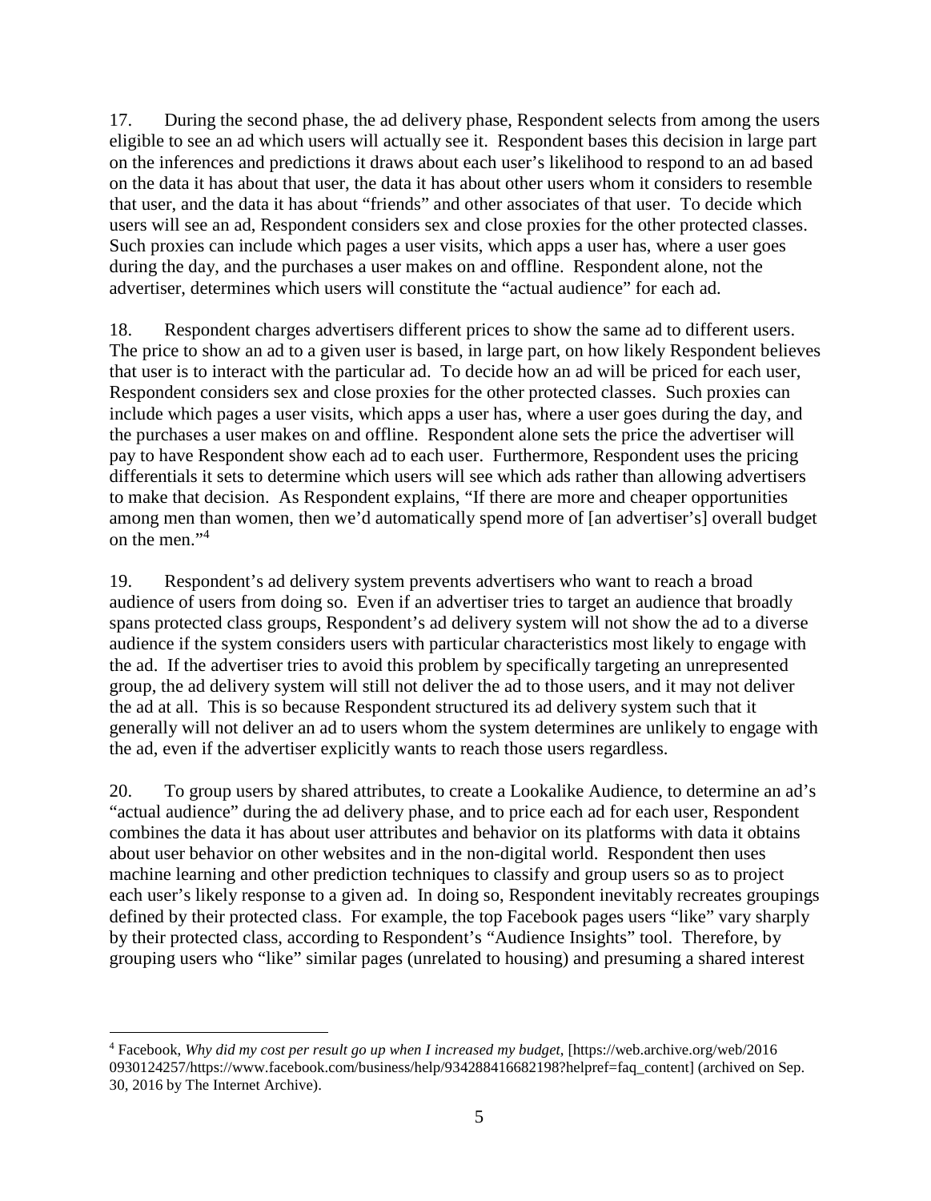17. During the second phase, the ad delivery phase, Respondent selects from among the users eligible to see an ad which users will actually see it. Respondent bases this decision in large part on the inferences and predictions it draws about each user's likelihood to respond to an ad based on the data it has about that user, the data it has about other users whom it considers to resemble that user, and the data it has about "friends" and other associates of that user. To decide which users will see an ad, Respondent considers sex and close proxies for the other protected classes. Such proxies can include which pages a user visits, which apps a user has, where a user goes during the day, and the purchases a user makes on and offline. Respondent alone, not the advertiser, determines which users will constitute the "actual audience" for each ad.

18. Respondent charges advertisers different prices to show the same ad to different users. The price to show an ad to a given user is based, in large part, on how likely Respondent believes that user is to interact with the particular ad. To decide how an ad will be priced for each user, Respondent considers sex and close proxies for the other protected classes. Such proxies can include which pages a user visits, which apps a user has, where a user goes during the day, and the purchases a user makes on and offline. Respondent alone sets the price the advertiser will pay to have Respondent show each ad to each user. Furthermore, Respondent uses the pricing differentials it sets to determine which users will see which ads rather than allowing advertisers to make that decision. As Respondent explains, "If there are more and cheaper opportunities among men than women, then we'd automatically spend more of [an advertiser's] overall budget on the men."[4]

19. Respondent's ad delivery system prevents advertisers who want to reach a broad audience of users from doing so. Even if an advertiser tries to target an audience that broadly spans protected class groups, Respondent's ad delivery system will not show the ad to a diverse audience if the system considers users with particular characteristics most likely to engage with the ad. If the advertiser tries to avoid this problem by specifically targeting an unrepresented group, the ad delivery system will still not deliver the ad to those users, and it may not deliver the ad at all. This is so because Respondent structured its ad delivery system such that it generally will not deliver an ad to users whom the system determines are unlikely to engage with the ad, even if the advertiser explicitly wants to reach those users regardless.

20. To group users by shared attributes, to create a Lookalike Audience, to determine an ad's "actual audience" during the ad delivery phase, and to price each ad for each user, Respondent combines the data it has about user attributes and behavior on its platforms with data it obtains about user behavior on other websites and in the non-digital world. Respondent then uses machine learning and other prediction techniques to classify and group users so as to project each user's likely response to a given ad. In doing so, Respondent inevitably recreates groupings defined by their protected class. For example, the top Facebook pages users "like" vary sharply by their protected class, according to Respondent's "Audience Insights" tool. Therefore, by grouping users who "like" similar pages (unrelated to housing) and presuming a shared interest

---

[4] Facebook, *Why did my cost per result go up when I increased my budget*, [https://web.archive.org/web/20160930124257/https://www.facebook.com/business/help/934288416682198?helpref=faq_content] (archived on Sep. 30, 2016 by The Internet Archive).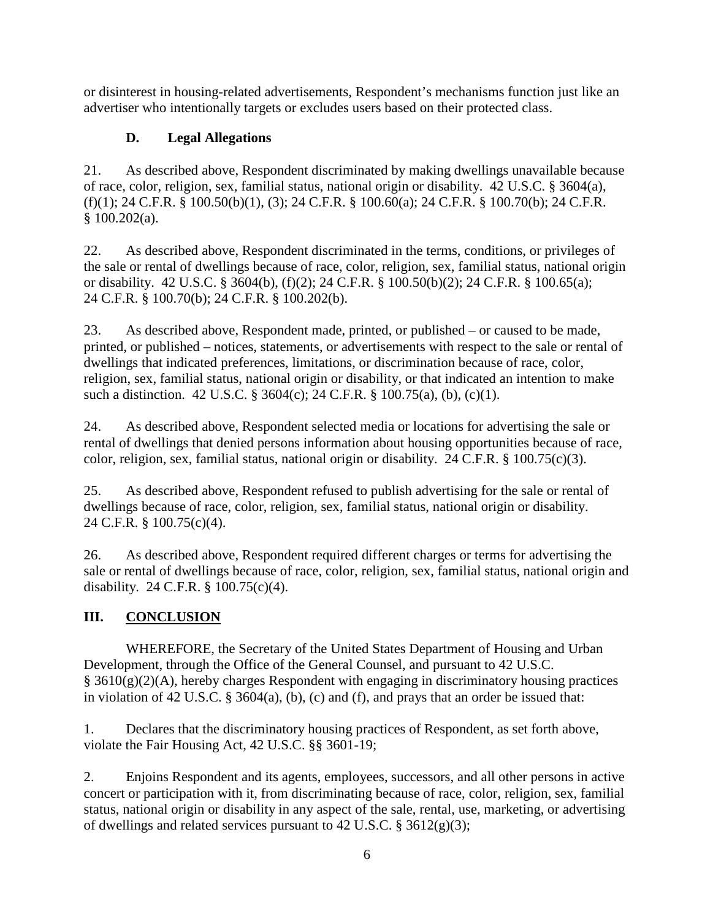or disinterest in housing-related advertisements, Respondent's mechanisms function just like an advertiser who intentionally targets or excludes users based on their protected class.

### D. Legal Allegations

21. As described above, Respondent discriminated by making dwellings unavailable because of race, color, religion, sex, familial status, national origin or disability. 42 U.S.C. § 3604(a), (f)(1); 24 C.F.R. § 100.50(b)(1), (3); 24 C.F.R. § 100.60(a); 24 C.F.R. § 100.70(b); 24 C.F.R. § 100.202(a).

22. As described above, Respondent discriminated in the terms, conditions, or privileges of the sale or rental of dwellings because of race, color, religion, sex, familial status, national origin or disability. 42 U.S.C. § 3604(b), (f)(2); 24 C.F.R. § 100.50(b)(2); 24 C.F.R. § 100.65(a); 24 C.F.R. § 100.70(b); 24 C.F.R. § 100.202(b).

23. As described above, Respondent made, printed, or published – or caused to be made, printed, or published – notices, statements, or advertisements with respect to the sale or rental of dwellings that indicated preferences, limitations, or discrimination because of race, color, religion, sex, familial status, national origin or disability, or that indicated an intention to make such a distinction. 42 U.S.C. § 3604(c); 24 C.F.R. § 100.75(a), (b), (c)(1).

24. As described above, Respondent selected media or locations for advertising the sale or rental of dwellings that denied persons information about housing opportunities because of race, color, religion, sex, familial status, national origin or disability. 24 C.F.R. § 100.75(c)(3).

25. As described above, Respondent refused to publish advertising for the sale or rental of dwellings because of race, color, religion, sex, familial status, national origin or disability. 24 C.F.R. § 100.75(c)(4).

26. As described above, Respondent required different charges or terms for advertising the sale or rental of dwellings because of race, color, religion, sex, familial status, national origin and disability. 24 C.F.R. § 100.75(c)(4).

## III. CONCLUSION

WHEREFORE, the Secretary of the United States Department of Housing and Urban Development, through the Office of the General Counsel, and pursuant to 42 U.S.C. § 3610(g)(2)(A), hereby charges Respondent with engaging in discriminatory housing practices in violation of 42 U.S.C. § 3604(a), (b), (c) and (f), and prays that an order be issued that:

1. Declares that the discriminatory housing practices of Respondent, as set forth above, violate the Fair Housing Act, 42 U.S.C. §§ 3601-19;

2. Enjoins Respondent and its agents, employees, successors, and all other persons in active concert or participation with it, from discriminating because of race, color, religion, sex, familial status, national origin or disability in any aspect of the sale, rental, use, marketing, or advertising of dwellings and related services pursuant to 42 U.S.C. § 3612(g)(3);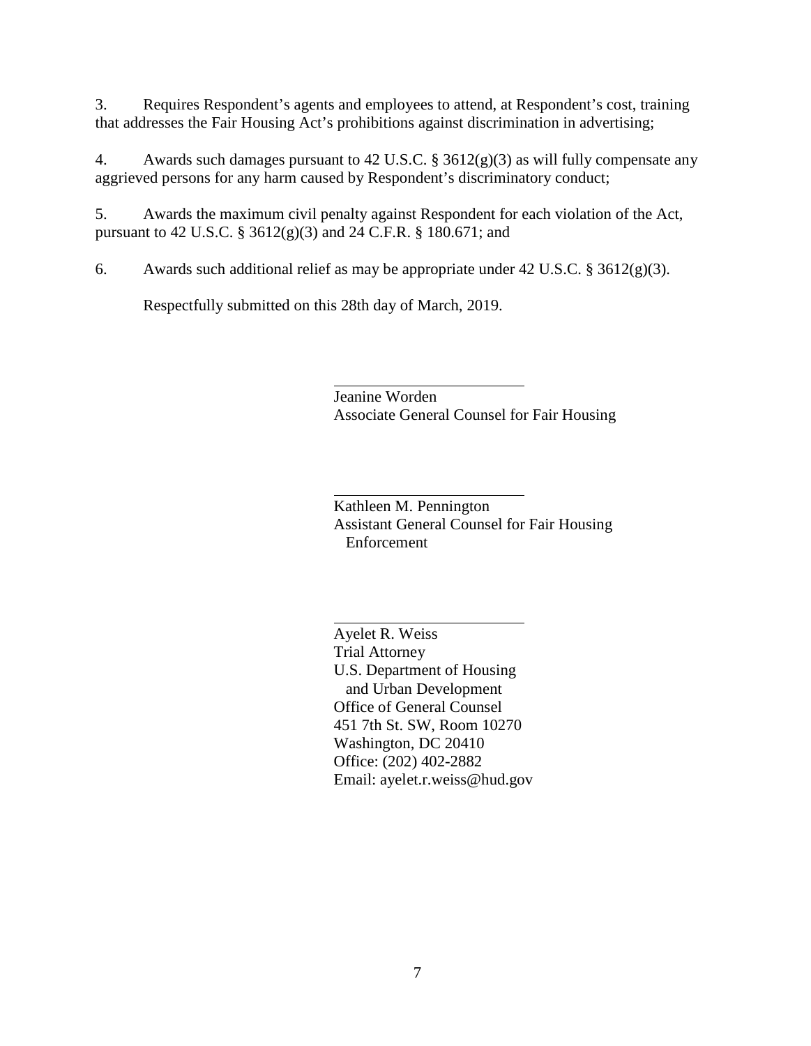3. Requires Respondent's agents and employees to attend, at Respondent's cost, training that addresses the Fair Housing Act's prohibitions against discrimination in advertising;

4. Awards such damages pursuant to 42 U.S.C. § 3612(g)(3) as will fully compensate any aggrieved persons for any harm caused by Respondent's discriminatory conduct;

5. Awards the maximum civil penalty against Respondent for each violation of the Act, pursuant to 42 U.S.C. § 3612(g)(3) and 24 C.F.R. § 180.671; and

6. Awards such additional relief as may be appropriate under 42 U.S.C. § 3612(g)(3).

Respectfully submitted on this 28th day of March, 2019.

Jeanine Worden
Associate General Counsel for Fair Housing

Kathleen M. Pennington
Assistant General Counsel for Fair Housing Enforcement

Ayelet R. Weiss
Trial Attorney
U.S. Department of Housing and Urban Development
Office of General Counsel
451 7th St. SW, Room 10270
Washington, DC 20410
Office: (202) 402-2882
Email: ayelet.r.weiss@hud.gov